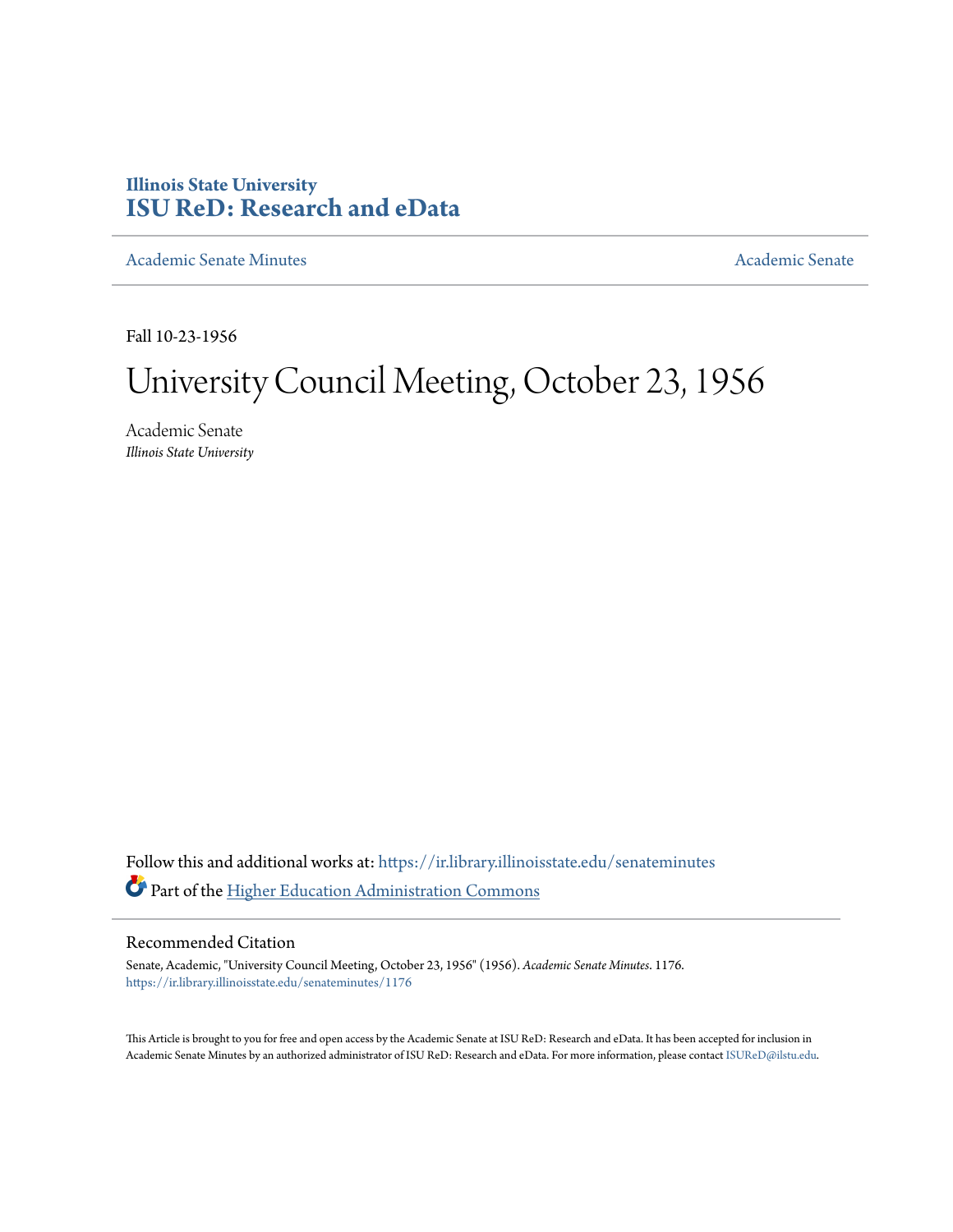Illinois State University
# ISU ReD: Research and eData

Academic Senate Minutes | Academic Senate

Fall 10-23-1956

# University Council Meeting, October 23, 1956

Academic Senate
*Illinois State University*

Follow this and additional works at: https://ir.library.illinoisstate.edu/senateminutes

Part of the Higher Education Administration Commons

## Recommended Citation

Senate, Academic, "University Council Meeting, October 23, 1956" (1956). *Academic Senate Minutes*. 1176.
https://ir.library.illinoisstate.edu/senateminutes/1176

This Article is brought to you for free and open access by the Academic Senate at ISU ReD: Research and eData. It has been accepted for inclusion in Academic Senate Minutes by an authorized administrator of ISU ReD: Research and eData. For more information, please contact ISUReD@ilstu.edu.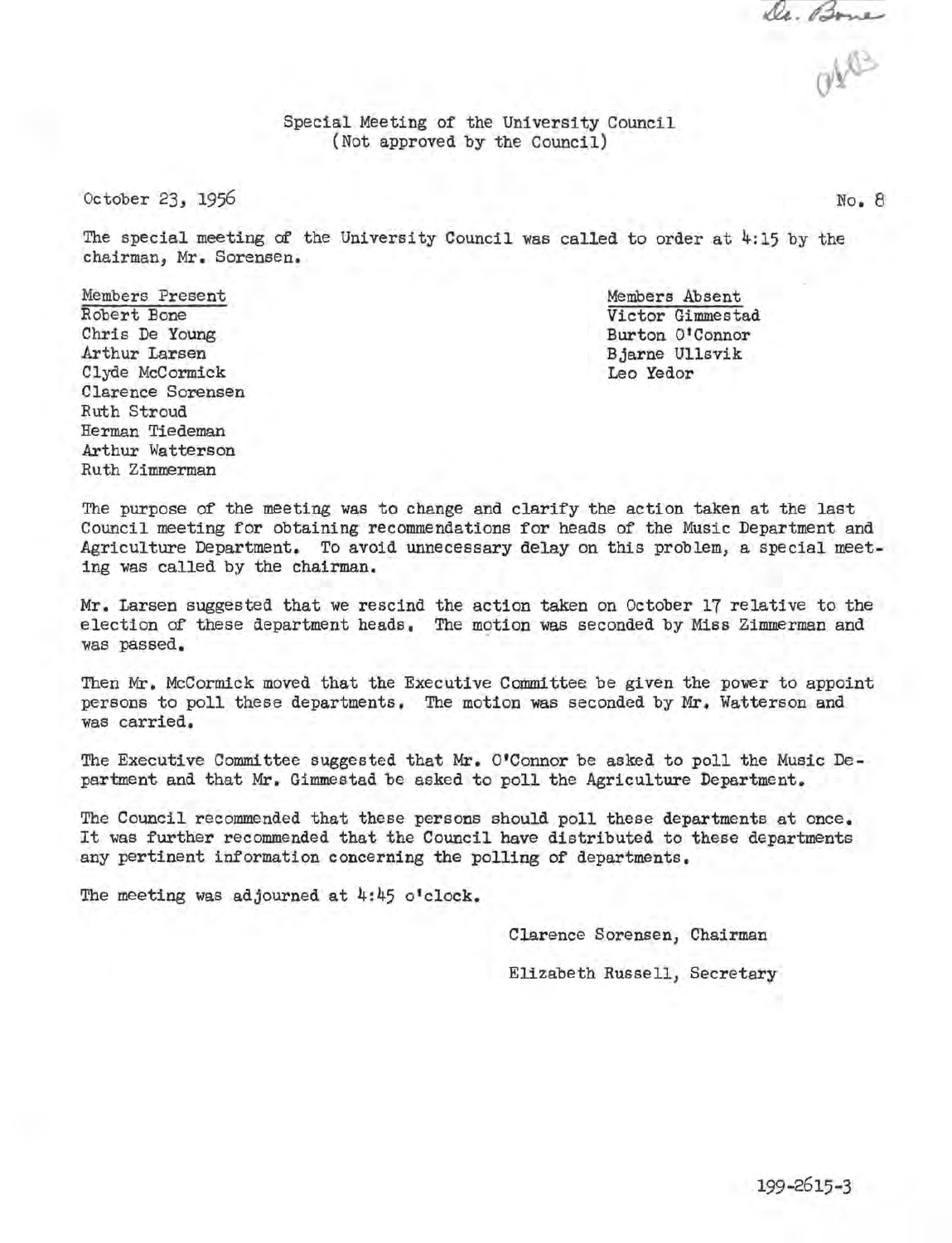Dr. Bone

Special Meeting of the University Council
(Not approved by the Council)

October 23, 1956 No. 8

The special meeting of the University Council was called to order at 4:15 by the chairman, Mr. Sorensen.

**Members Present**
Robert Bone
Chris De Young
Arthur Larsen
Clyde McCormick
Clarence Sorensen
Ruth Stroud
Herman Tiedeman
Arthur Watterson
Ruth Zimmerman

**Members Absent**
Victor Gimmestad
Burton O'Connor
Bjarne Ullsvik
Leo Yedor

The purpose of the meeting was to change and clarify the action taken at the last Council meeting for obtaining recommendations for heads of the Music Department and Agriculture Department. To avoid unnecessary delay on this problem, a special meeting was called by the chairman.

Mr. Larsen suggested that we rescind the action taken on October 17 relative to the election of these department heads. The motion was seconded by Miss Zimmerman and was passed.

Then Mr. McCormick moved that the Executive Committee be given the power to appoint persons to poll these departments. The motion was seconded by Mr. Watterson and was carried.

The Executive Committee suggested that Mr. O'Connor be asked to poll the Music Department and that Mr. Gimmestad be asked to poll the Agriculture Department.

The Council recommended that these persons should poll these departments at once. It was further recommended that the Council have distributed to these departments any pertinent information concerning the polling of departments.

The meeting was adjourned at 4:45 o'clock.

Clarence Sorensen, Chairman

Elizabeth Russell, Secretary

199-2615-3